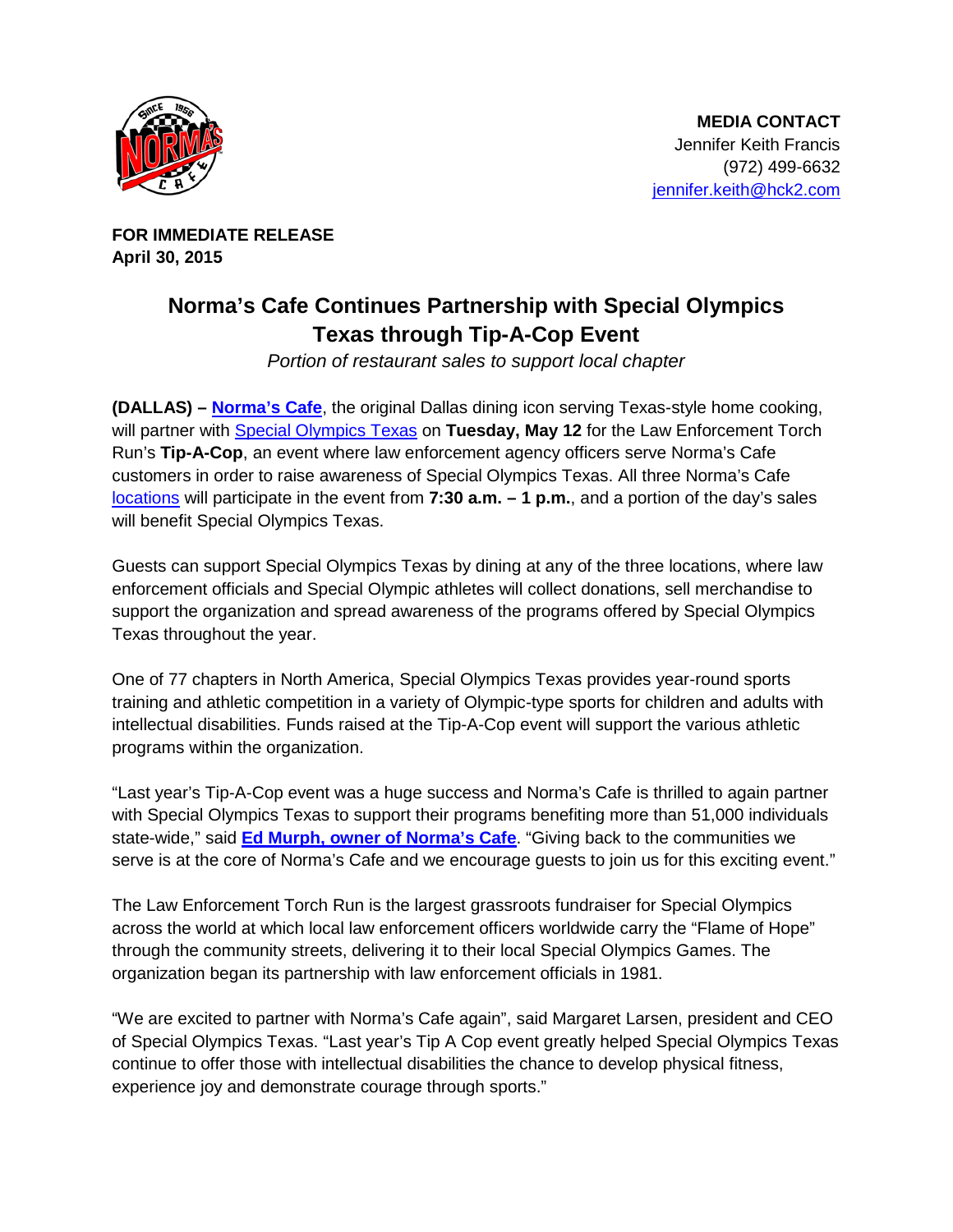**MEDIA CONTACT**
Jennifer Keith Francis
(972) 499-6632
jennifer.keith@hck2.com

**FOR IMMEDIATE RELEASE**
**April 30, 2015**

# Norma's Cafe Continues Partnership with Special Olympics Texas through Tip-A-Cop Event

*Portion of restaurant sales to support local chapter*

**(DALLAS) – Norma's Cafe**, the original Dallas dining icon serving Texas-style home cooking, will partner with Special Olympics Texas on **Tuesday, May 12** for the Law Enforcement Torch Run's **Tip-A-Cop**, an event where law enforcement agency officers serve Norma's Cafe customers in order to raise awareness of Special Olympics Texas. All three Norma's Cafe locations will participate in the event from **7:30 a.m. – 1 p.m.**, and a portion of the day's sales will benefit Special Olympics Texas.

Guests can support Special Olympics Texas by dining at any of the three locations, where law enforcement officials and Special Olympic athletes will collect donations, sell merchandise to support the organization and spread awareness of the programs offered by Special Olympics Texas throughout the year.

One of 77 chapters in North America, Special Olympics Texas provides year-round sports training and athletic competition in a variety of Olympic-type sports for children and adults with intellectual disabilities. Funds raised at the Tip-A-Cop event will support the various athletic programs within the organization.

"Last year's Tip-A-Cop event was a huge success and Norma's Cafe is thrilled to again partner with Special Olympics Texas to support their programs benefiting more than 51,000 individuals state-wide," said **Ed Murph, owner of Norma's Cafe**. "Giving back to the communities we serve is at the core of Norma's Cafe and we encourage guests to join us for this exciting event."

The Law Enforcement Torch Run is the largest grassroots fundraiser for Special Olympics across the world at which local law enforcement officers worldwide carry the "Flame of Hope" through the community streets, delivering it to their local Special Olympics Games. The organization began its partnership with law enforcement officials in 1981.

"We are excited to partner with Norma's Cafe again", said Margaret Larsen, president and CEO of Special Olympics Texas. "Last year's Tip A Cop event greatly helped Special Olympics Texas continue to offer those with intellectual disabilities the chance to develop physical fitness, experience joy and demonstrate courage through sports."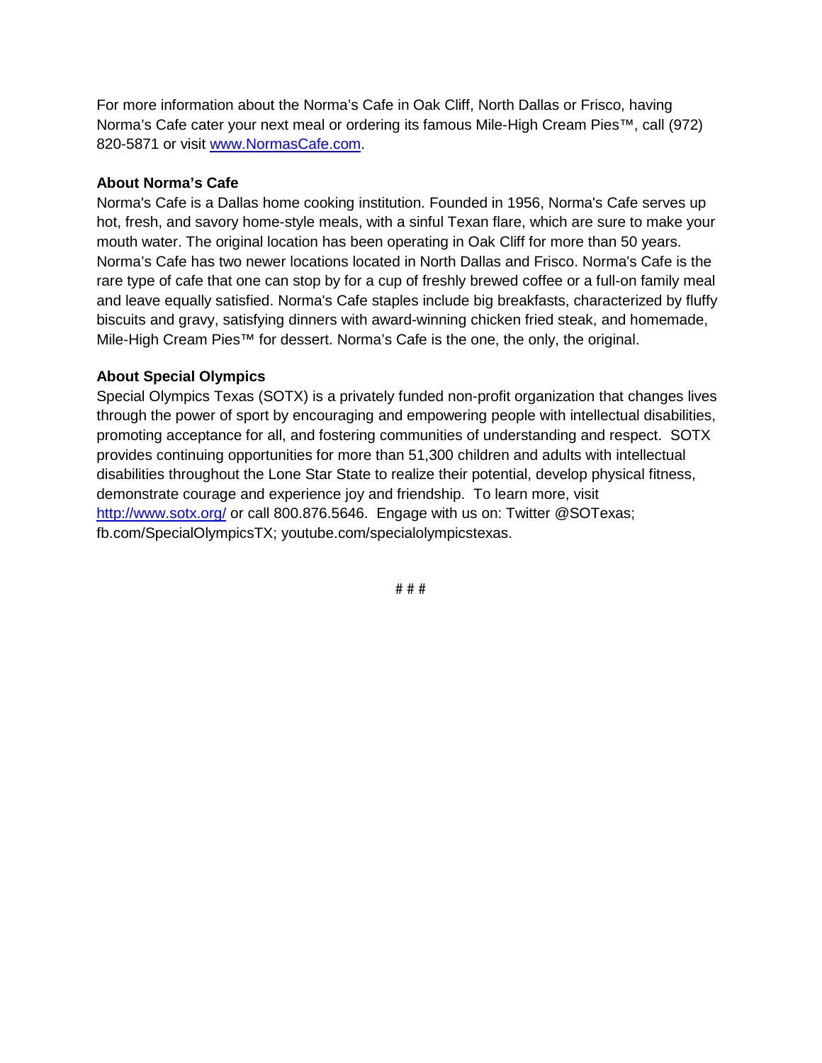For more information about the Norma's Cafe in Oak Cliff, North Dallas or Frisco, having Norma's Cafe cater your next meal or ordering its famous Mile-High Cream Pies™, call (972) 820-5871 or visit [www.NormasCafe.com](http://www.NormasCafe.com).

**About Norma's Cafe**

Norma's Cafe is a Dallas home cooking institution. Founded in 1956, Norma's Cafe serves up hot, fresh, and savory home-style meals, with a sinful Texan flare, which are sure to make your mouth water. The original location has been operating in Oak Cliff for more than 50 years. Norma's Cafe has two newer locations located in North Dallas and Frisco. Norma's Cafe is the rare type of cafe that one can stop by for a cup of freshly brewed coffee or a full-on family meal and leave equally satisfied. Norma's Cafe staples include big breakfasts, characterized by fluffy biscuits and gravy, satisfying dinners with award-winning chicken fried steak, and homemade, Mile-High Cream Pies™ for dessert. Norma's Cafe is the one, the only, the original.

**About Special Olympics**

Special Olympics Texas (SOTX) is a privately funded non-profit organization that changes lives through the power of sport by encouraging and empowering people with intellectual disabilities, promoting acceptance for all, and fostering communities of understanding and respect. SOTX provides continuing opportunities for more than 51,300 children and adults with intellectual disabilities throughout the Lone Star State to realize their potential, develop physical fitness, demonstrate courage and experience joy and friendship. To learn more, visit [http://www.sotx.org/](http://www.sotx.org/) or call 800.876.5646. Engage with us on: Twitter @SOTexas; fb.com/SpecialOlympicsTX; youtube.com/specialolympicstexas.

# # #